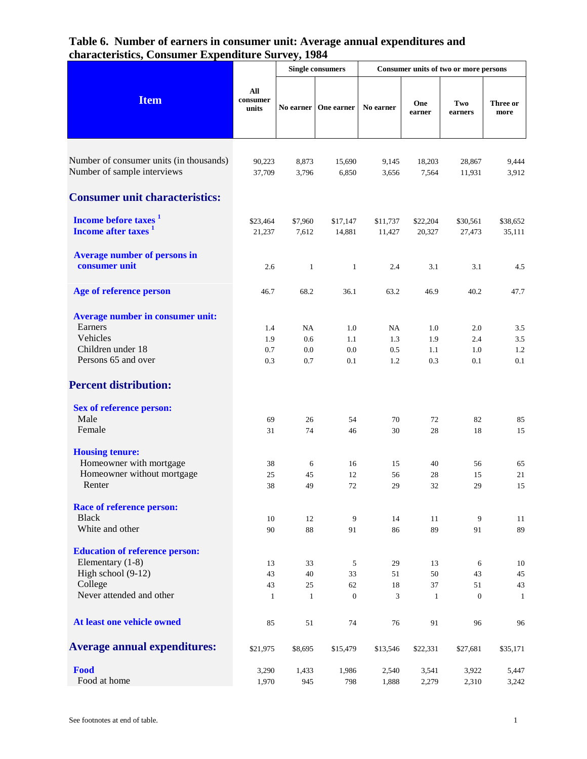# Table 6. Number of earners in consumer unit: Average annual expenditures and characteristics, Consumer Expenditure Survey, 1984

| Item | All consumer units | Single consumers | | Consumer units of two or more persons | | | |
|---|---|---|---|---|---|---|---|
| | | No earner | One earner | No earner | One earner | Two earners | Three or more |
| Number of consumer units (in thousands) | 90,223 | 8,873 | 15,690 | 9,145 | 18,203 | 28,867 | 9,444 |
| Number of sample interviews | 37,709 | 3,796 | 6,850 | 3,656 | 7,564 | 11,931 | 3,912 |
| **Consumer unit characteristics:** | | | | | | | |
| **Income before taxes** [1] | $23,464 | $7,960 | $17,147 | $11,737 | $22,204 | $30,561 | $38,652 |
| **Income after taxes** [1] | 21,237 | 7,612 | 14,881 | 11,427 | 20,327 | 27,473 | 35,111 |
| **Average number of persons in consumer unit** | 2.6 | 1 | 1 | 2.4 | 3.1 | 3.1 | 4.5 |
| **Age of reference person** | 46.7 | 68.2 | 36.1 | 63.2 | 46.9 | 40.2 | 47.7 |
| **Average number in consumer unit:** | | | | | | | |
| Earners | 1.4 | NA | 1.0 | NA | 1.0 | 2.0 | 3.5 |
| Vehicles | 1.9 | 0.6 | 1.1 | 1.3 | 1.9 | 2.4 | 3.5 |
| Children under 18 | 0.7 | 0.0 | 0.0 | 0.5 | 1.1 | 1.0 | 1.2 |
| Persons 65 and over | 0.3 | 0.7 | 0.1 | 1.2 | 0.3 | 0.1 | 0.1 |
| **Percent distribution:** | | | | | | | |
| **Sex of reference person:** | | | | | | | |
| Male | 69 | 26 | 54 | 70 | 72 | 82 | 85 |
| Female | 31 | 74 | 46 | 30 | 28 | 18 | 15 |
| **Housing tenure:** | | | | | | | |
| Homeowner with mortgage | 38 | 6 | 16 | 15 | 40 | 56 | 65 |
| Homeowner without mortgage | 25 | 45 | 12 | 56 | 28 | 15 | 21 |
| Renter | 38 | 49 | 72 | 29 | 32 | 29 | 15 |
| **Race of reference person:** | | | | | | | |
| Black | 10 | 12 | 9 | 14 | 11 | 9 | 11 |
| White and other | 90 | 88 | 91 | 86 | 89 | 91 | 89 |
| **Education of reference person:** | | | | | | | |
| Elementary (1-8) | 13 | 33 | 5 | 29 | 13 | 6 | 10 |
| High school (9-12) | 43 | 40 | 33 | 51 | 50 | 43 | 45 |
| College | 43 | 25 | 62 | 18 | 37 | 51 | 43 |
| Never attended and other | 1 | 1 | 0 | 3 | 1 | 0 | 1 |
| **At least one vehicle owned** | 85 | 51 | 74 | 76 | 91 | 96 | 96 |
| **Average annual expenditures:** | $21,975 | $8,695 | $15,479 | $13,546 | $22,331 | $27,681 | $35,171 |
| **Food** | 3,290 | 1,433 | 1,986 | 2,540 | 3,541 | 3,922 | 5,447 |
| Food at home | 1,970 | 945 | 798 | 1,888 | 2,279 | 2,310 | 3,242 |

See footnotes at end of table.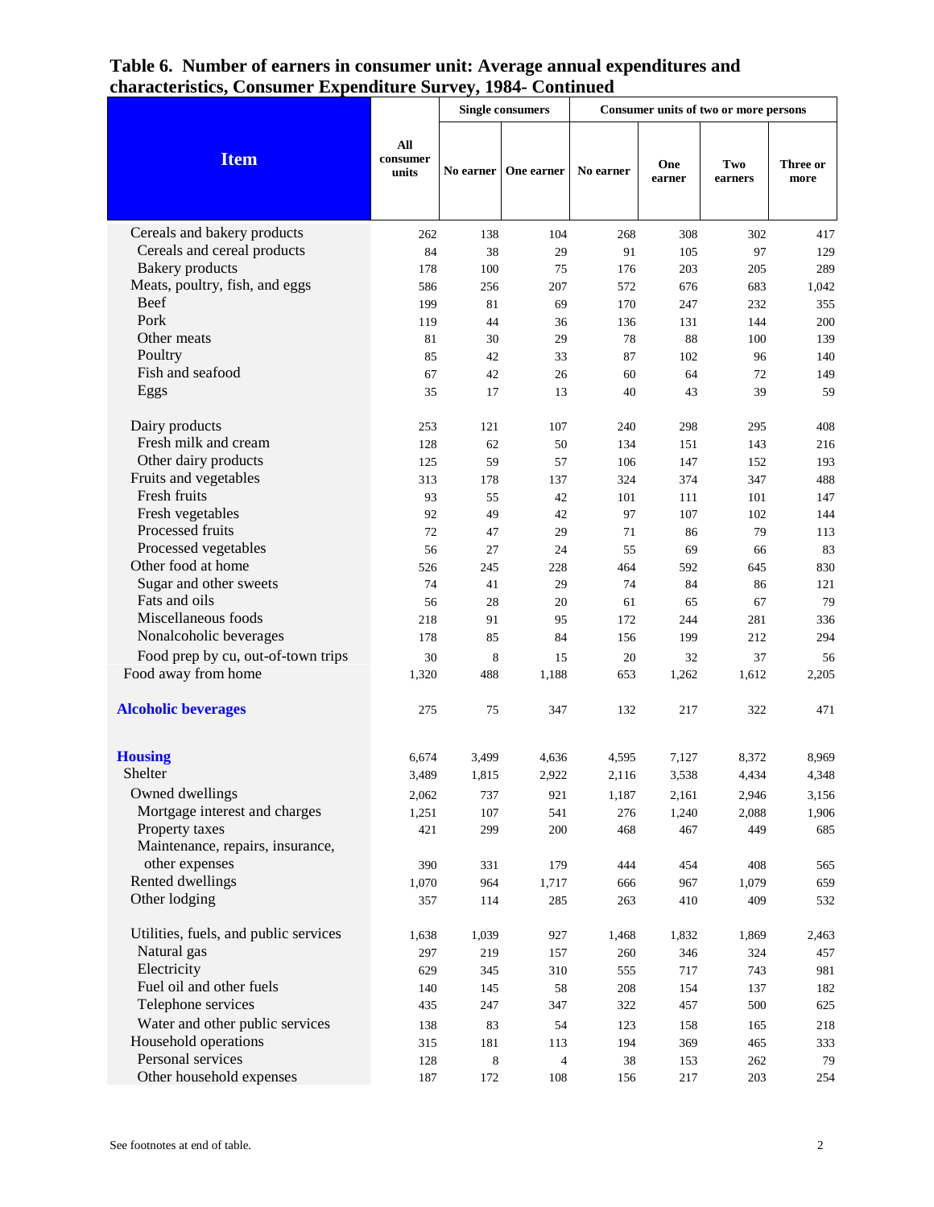# Table 6. Number of earners in consumer unit: Average annual expenditures and characteristics, Consumer Expenditure Survey, 1984- Continued

| Item | All consumer units | Single consumers | | Consumer units of two or more persons | | | |
|---|---|---|---|---|---|---|---|
| | | No earner | One earner | No earner | One earner | Two earners | Three or more |
| Cereals and bakery products | 262 | 138 | 104 | 268 | 308 | 302 | 417 |
| Cereals and cereal products | 84 | 38 | 29 | 91 | 105 | 97 | 129 |
| Bakery products | 178 | 100 | 75 | 176 | 203 | 205 | 289 |
| Meats, poultry, fish, and eggs | 586 | 256 | 207 | 572 | 676 | 683 | 1,042 |
| Beef | 199 | 81 | 69 | 170 | 247 | 232 | 355 |
| Pork | 119 | 44 | 36 | 136 | 131 | 144 | 200 |
| Other meats | 81 | 30 | 29 | 78 | 88 | 100 | 139 |
| Poultry | 85 | 42 | 33 | 87 | 102 | 96 | 140 |
| Fish and seafood | 67 | 42 | 26 | 60 | 64 | 72 | 149 |
| Eggs | 35 | 17 | 13 | 40 | 43 | 39 | 59 |
| Dairy products | 253 | 121 | 107 | 240 | 298 | 295 | 408 |
| Fresh milk and cream | 128 | 62 | 50 | 134 | 151 | 143 | 216 |
| Other dairy products | 125 | 59 | 57 | 106 | 147 | 152 | 193 |
| Fruits and vegetables | 313 | 178 | 137 | 324 | 374 | 347 | 488 |
| Fresh fruits | 93 | 55 | 42 | 101 | 111 | 101 | 147 |
| Fresh vegetables | 92 | 49 | 42 | 97 | 107 | 102 | 144 |
| Processed fruits | 72 | 47 | 29 | 71 | 86 | 79 | 113 |
| Processed vegetables | 56 | 27 | 24 | 55 | 69 | 66 | 83 |
| Other food at home | 526 | 245 | 228 | 464 | 592 | 645 | 830 |
| Sugar and other sweets | 74 | 41 | 29 | 74 | 84 | 86 | 121 |
| Fats and oils | 56 | 28 | 20 | 61 | 65 | 67 | 79 |
| Miscellaneous foods | 218 | 91 | 95 | 172 | 244 | 281 | 336 |
| Nonalcoholic beverages | 178 | 85 | 84 | 156 | 199 | 212 | 294 |
| Food prep by cu, out-of-town trips | 30 | 8 | 15 | 20 | 32 | 37 | 56 |
| Food away from home | 1,320 | 488 | 1,188 | 653 | 1,262 | 1,612 | 2,205 |
| **Alcoholic beverages** | 275 | 75 | 347 | 132 | 217 | 322 | 471 |
| **Housing** | 6,674 | 3,499 | 4,636 | 4,595 | 7,127 | 8,372 | 8,969 |
| Shelter | 3,489 | 1,815 | 2,922 | 2,116 | 3,538 | 4,434 | 4,348 |
| Owned dwellings | 2,062 | 737 | 921 | 1,187 | 2,161 | 2,946 | 3,156 |
| Mortgage interest and charges | 1,251 | 107 | 541 | 276 | 1,240 | 2,088 | 1,906 |
| Property taxes | 421 | 299 | 200 | 468 | 467 | 449 | 685 |
| Maintenance, repairs, insurance, other expenses | 390 | 331 | 179 | 444 | 454 | 408 | 565 |
| Rented dwellings | 1,070 | 964 | 1,717 | 666 | 967 | 1,079 | 659 |
| Other lodging | 357 | 114 | 285 | 263 | 410 | 409 | 532 |
| Utilities, fuels, and public services | 1,638 | 1,039 | 927 | 1,468 | 1,832 | 1,869 | 2,463 |
| Natural gas | 297 | 219 | 157 | 260 | 346 | 324 | 457 |
| Electricity | 629 | 345 | 310 | 555 | 717 | 743 | 981 |
| Fuel oil and other fuels | 140 | 145 | 58 | 208 | 154 | 137 | 182 |
| Telephone services | 435 | 247 | 347 | 322 | 457 | 500 | 625 |
| Water and other public services | 138 | 83 | 54 | 123 | 158 | 165 | 218 |
| Household operations | 315 | 181 | 113 | 194 | 369 | 465 | 333 |
| Personal services | 128 | 8 | 4 | 38 | 153 | 262 | 79 |
| Other household expenses | 187 | 172 | 108 | 156 | 217 | 203 | 254 |

See footnotes at end of table.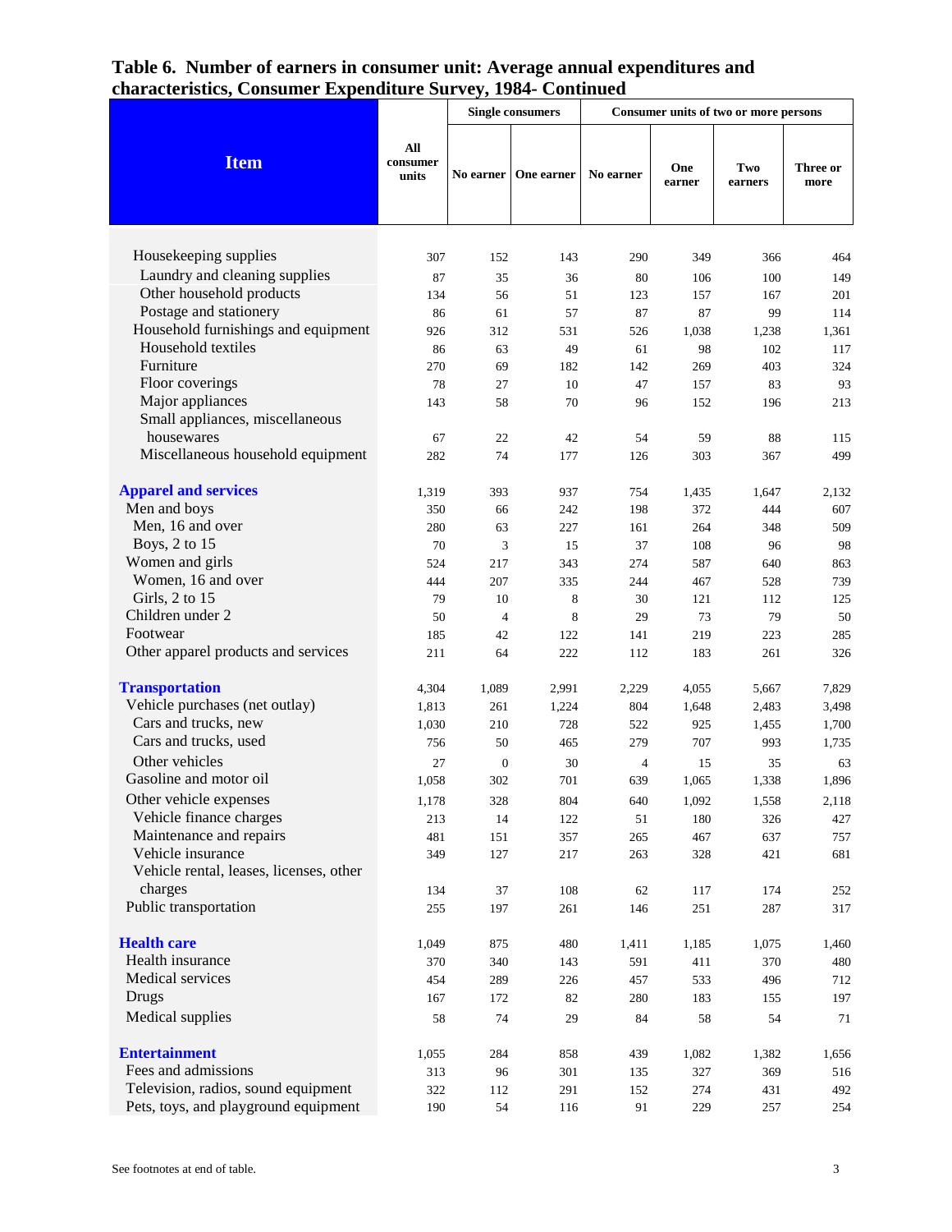# Table 6. Number of earners in consumer unit: Average annual expenditures and characteristics, Consumer Expenditure Survey, 1984- Continued

| Item | All consumer units | Single consumers | | Consumer units of two or more persons | | | |
|---|---|---|---|---|---|---|---|
| | | No earner | One earner | No earner | One earner | Two earners | Three or more |
| Housekeeping supplies | 307 | 152 | 143 | 290 | 349 | 366 | 464 |
| Laundry and cleaning supplies | 87 | 35 | 36 | 80 | 106 | 100 | 149 |
| Other household products | 134 | 56 | 51 | 123 | 157 | 167 | 201 |
| Postage and stationery | 86 | 61 | 57 | 87 | 87 | 99 | 114 |
| Household furnishings and equipment | 926 | 312 | 531 | 526 | 1,038 | 1,238 | 1,361 |
| Household textiles | 86 | 63 | 49 | 61 | 98 | 102 | 117 |
| Furniture | 270 | 69 | 182 | 142 | 269 | 403 | 324 |
| Floor coverings | 78 | 27 | 10 | 47 | 157 | 83 | 93 |
| Major appliances | 143 | 58 | 70 | 96 | 152 | 196 | 213 |
| Small appliances, miscellaneous housewares | 67 | 22 | 42 | 54 | 59 | 88 | 115 |
| Miscellaneous household equipment | 282 | 74 | 177 | 126 | 303 | 367 | 499 |
| **Apparel and services** | 1,319 | 393 | 937 | 754 | 1,435 | 1,647 | 2,132 |
| Men and boys | 350 | 66 | 242 | 198 | 372 | 444 | 607 |
| Men, 16 and over | 280 | 63 | 227 | 161 | 264 | 348 | 509 |
| Boys, 2 to 15 | 70 | 3 | 15 | 37 | 108 | 96 | 98 |
| Women and girls | 524 | 217 | 343 | 274 | 587 | 640 | 863 |
| Women, 16 and over | 444 | 207 | 335 | 244 | 467 | 528 | 739 |
| Girls, 2 to 15 | 79 | 10 | 8 | 30 | 121 | 112 | 125 |
| Children under 2 | 50 | 4 | 8 | 29 | 73 | 79 | 50 |
| Footwear | 185 | 42 | 122 | 141 | 219 | 223 | 285 |
| Other apparel products and services | 211 | 64 | 222 | 112 | 183 | 261 | 326 |
| **Transportation** | 4,304 | 1,089 | 2,991 | 2,229 | 4,055 | 5,667 | 7,829 |
| Vehicle purchases (net outlay) | 1,813 | 261 | 1,224 | 804 | 1,648 | 2,483 | 3,498 |
| Cars and trucks, new | 1,030 | 210 | 728 | 522 | 925 | 1,455 | 1,700 |
| Cars and trucks, used | 756 | 50 | 465 | 279 | 707 | 993 | 1,735 |
| Other vehicles | 27 | 0 | 30 | 4 | 15 | 35 | 63 |
| Gasoline and motor oil | 1,058 | 302 | 701 | 639 | 1,065 | 1,338 | 1,896 |
| Other vehicle expenses | 1,178 | 328 | 804 | 640 | 1,092 | 1,558 | 2,118 |
| Vehicle finance charges | 213 | 14 | 122 | 51 | 180 | 326 | 427 |
| Maintenance and repairs | 481 | 151 | 357 | 265 | 467 | 637 | 757 |
| Vehicle insurance | 349 | 127 | 217 | 263 | 328 | 421 | 681 |
| Vehicle rental, leases, licenses, other charges | 134 | 37 | 108 | 62 | 117 | 174 | 252 |
| Public transportation | 255 | 197 | 261 | 146 | 251 | 287 | 317 |
| **Health care** | 1,049 | 875 | 480 | 1,411 | 1,185 | 1,075 | 1,460 |
| Health insurance | 370 | 340 | 143 | 591 | 411 | 370 | 480 |
| Medical services | 454 | 289 | 226 | 457 | 533 | 496 | 712 |
| Drugs | 167 | 172 | 82 | 280 | 183 | 155 | 197 |
| Medical supplies | 58 | 74 | 29 | 84 | 58 | 54 | 71 |
| **Entertainment** | 1,055 | 284 | 858 | 439 | 1,082 | 1,382 | 1,656 |
| Fees and admissions | 313 | 96 | 301 | 135 | 327 | 369 | 516 |
| Television, radios, sound equipment | 322 | 112 | 291 | 152 | 274 | 431 | 492 |
| Pets, toys, and playground equipment | 190 | 54 | 116 | 91 | 229 | 257 | 254 |

See footnotes at end of table.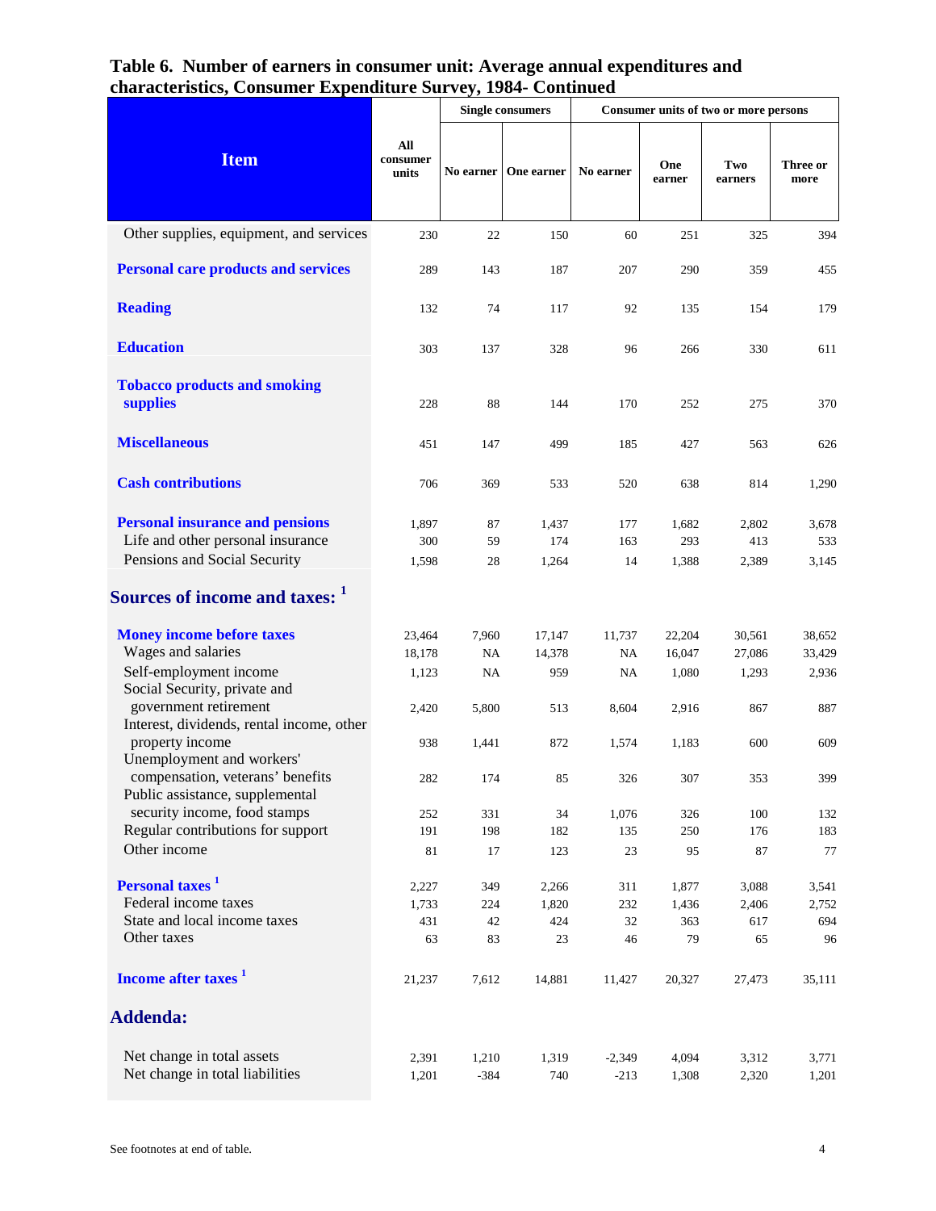# Table 6. Number of earners in consumer unit: Average annual expenditures and characteristics, Consumer Expenditure Survey, 1984- Continued

| Item | All consumer units | Single consumers: No earner | Single consumers: One earner | Consumer units of two or more persons: No earner | Consumer units of two or more persons: One earner | Consumer units of two or more persons: Two earners | Consumer units of two or more persons: Three or more |
|---|---|---|---|---|---|---|---|
| Other supplies, equipment, and services | 230 | 22 | 150 | 60 | 251 | 325 | 394 |
| **Personal care products and services** | 289 | 143 | 187 | 207 | 290 | 359 | 455 |
| **Reading** | 132 | 74 | 117 | 92 | 135 | 154 | 179 |
| **Education** | 303 | 137 | 328 | 96 | 266 | 330 | 611 |
| **Tobacco products and smoking supplies** | 228 | 88 | 144 | 170 | 252 | 275 | 370 |
| **Miscellaneous** | 451 | 147 | 499 | 185 | 427 | 563 | 626 |
| **Cash contributions** | 706 | 369 | 533 | 520 | 638 | 814 | 1,290 |
| **Personal insurance and pensions** | 1,897 | 87 | 1,437 | 177 | 1,682 | 2,802 | 3,678 |
| Life and other personal insurance | 300 | 59 | 174 | 163 | 293 | 413 | 533 |
| Pensions and Social Security | 1,598 | 28 | 1,264 | 14 | 1,388 | 2,389 | 3,145 |
| **Sources of income and taxes: [1]** | | | | | | | |
| **Money income before taxes** | 23,464 | 7,960 | 17,147 | 11,737 | 22,204 | 30,561 | 38,652 |
| Wages and salaries | 18,178 | NA | 14,378 | NA | 16,047 | 27,086 | 33,429 |
| Self-employment income | 1,123 | NA | 959 | NA | 1,080 | 1,293 | 2,936 |
| Social Security, private and government retirement | 2,420 | 5,800 | 513 | 8,604 | 2,916 | 867 | 887 |
| Interest, dividends, rental income, other property income | 938 | 1,441 | 872 | 1,574 | 1,183 | 600 | 609 |
| Unemployment and workers' compensation, veterans' benefits | 282 | 174 | 85 | 326 | 307 | 353 | 399 |
| Public assistance, supplemental security income, food stamps | 252 | 331 | 34 | 1,076 | 326 | 100 | 132 |
| Regular contributions for support | 191 | 198 | 182 | 135 | 250 | 176 | 183 |
| Other income | 81 | 17 | 123 | 23 | 95 | 87 | 77 |
| **Personal taxes [1]** | 2,227 | 349 | 2,266 | 311 | 1,877 | 3,088 | 3,541 |
| Federal income taxes | 1,733 | 224 | 1,820 | 232 | 1,436 | 2,406 | 2,752 |
| State and local income taxes | 431 | 42 | 424 | 32 | 363 | 617 | 694 |
| Other taxes | 63 | 83 | 23 | 46 | 79 | 65 | 96 |
| **Income after taxes [1]** | 21,237 | 7,612 | 14,881 | 11,427 | 20,327 | 27,473 | 35,111 |
| **Addenda:** | | | | | | | |
| Net change in total assets | 2,391 | 1,210 | 1,319 | -2,349 | 4,094 | 3,312 | 3,771 |
| Net change in total liabilities | 1,201 | -384 | 740 | -213 | 1,308 | 2,320 | 1,201 |

See footnotes at end of table.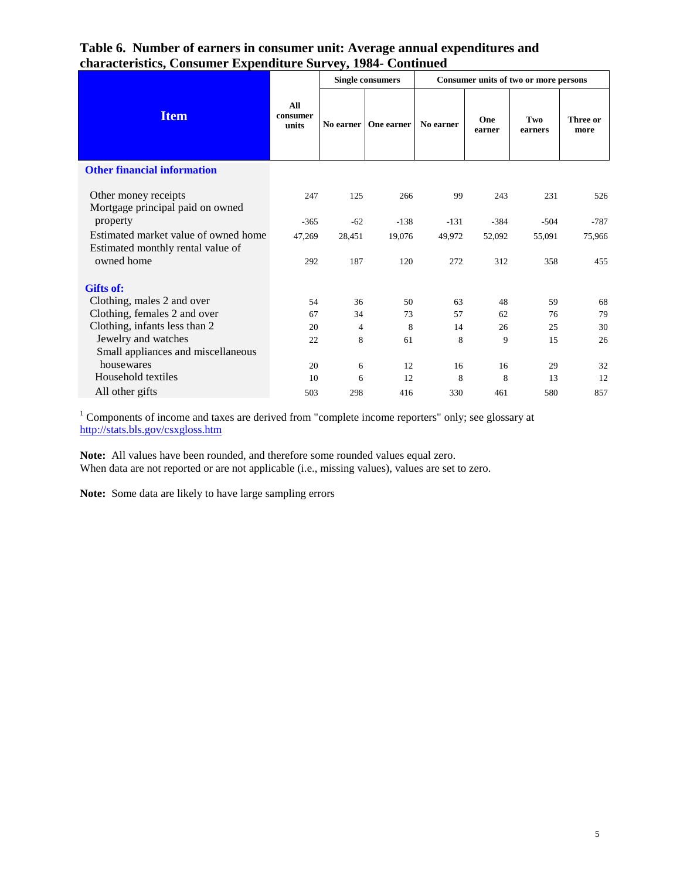# Table 6. Number of earners in consumer unit: Average annual expenditures and characteristics, Consumer Expenditure Survey, 1984- Continued

| Item | All consumer units | Single consumers | | Consumer units of two or more persons | | | |
|---|---|---|---|---|---|---|---|
| | | No earner | One earner | No earner | One earner | Two earners | Three or more |
| **Other financial information** | | | | | | | |
| Other money receipts | 247 | 125 | 266 | 99 | 243 | 231 | 526 |
| Mortgage principal paid on owned property | -365 | -62 | -138 | -131 | -384 | -504 | -787 |
| Estimated market value of owned home | 47,269 | 28,451 | 19,076 | 49,972 | 52,092 | 55,091 | 75,966 |
| Estimated monthly rental value of owned home | 292 | 187 | 120 | 272 | 312 | 358 | 455 |
| **Gifts of:** | | | | | | | |
| Clothing, males 2 and over | 54 | 36 | 50 | 63 | 48 | 59 | 68 |
| Clothing, females 2 and over | 67 | 34 | 73 | 57 | 62 | 76 | 79 |
| Clothing, infants less than 2 | 20 | 4 | 8 | 14 | 26 | 25 | 30 |
| Jewelry and watches | 22 | 8 | 61 | 8 | 9 | 15 | 26 |
| Small appliances and miscellaneous housewares | 20 | 6 | 12 | 16 | 16 | 29 | 32 |
| Household textiles | 10 | 6 | 12 | 8 | 8 | 13 | 12 |
| All other gifts | 503 | 298 | 416 | 330 | 461 | 580 | 857 |

[1] Components of income and taxes are derived from "complete income reporters" only; see glossary at http://stats.bls.gov/csxgloss.htm

**Note:** All values have been rounded, and therefore some rounded values equal zero.
When data are not reported or are not applicable (i.e., missing values), values are set to zero.

**Note:** Some data are likely to have large sampling errors